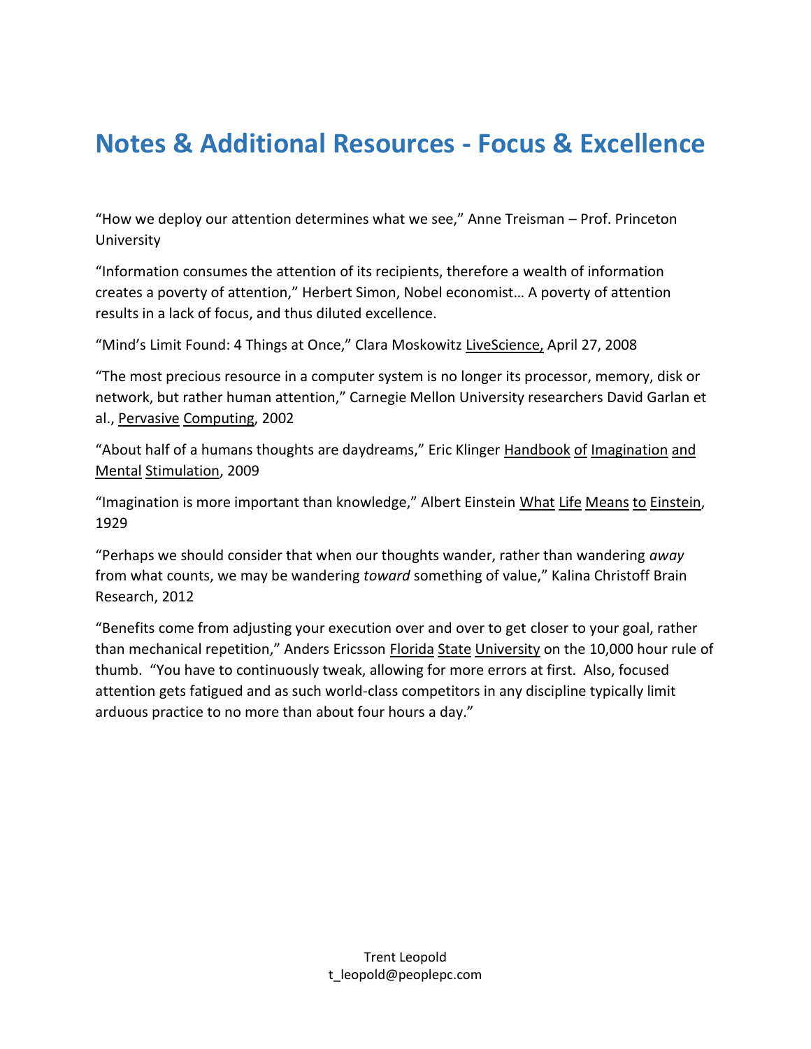# Notes & Additional Resources - Focus & Excellence

"How we deploy our attention determines what we see," Anne Treisman – Prof. Princeton University

"Information consumes the attention of its recipients, therefore a wealth of information creates a poverty of attention," Herbert Simon, Nobel economist… A poverty of attention results in a lack of focus, and thus diluted excellence.

"Mind's Limit Found: 4 Things at Once," Clara Moskowitz LiveScience, April 27, 2008

"The most precious resource in a computer system is no longer its processor, memory, disk or network, but rather human attention," Carnegie Mellon University researchers David Garlan et al., Pervasive Computing, 2002

"About half of a humans thoughts are daydreams," Eric Klinger Handbook of Imagination and Mental Stimulation, 2009

"Imagination is more important than knowledge," Albert Einstein What Life Means to Einstein, 1929

"Perhaps we should consider that when our thoughts wander, rather than wandering *away* from what counts, we may be wandering *toward* something of value," Kalina Christoff Brain Research, 2012

"Benefits come from adjusting your execution over and over to get closer to your goal, rather than mechanical repetition," Anders Ericsson Florida State University on the 10,000 hour rule of thumb. "You have to continuously tweak, allowing for more errors at first. Also, focused attention gets fatigued and as such world-class competitors in any discipline typically limit arduous practice to no more than about four hours a day."

Trent Leopold
t_leopold@peoplepc.com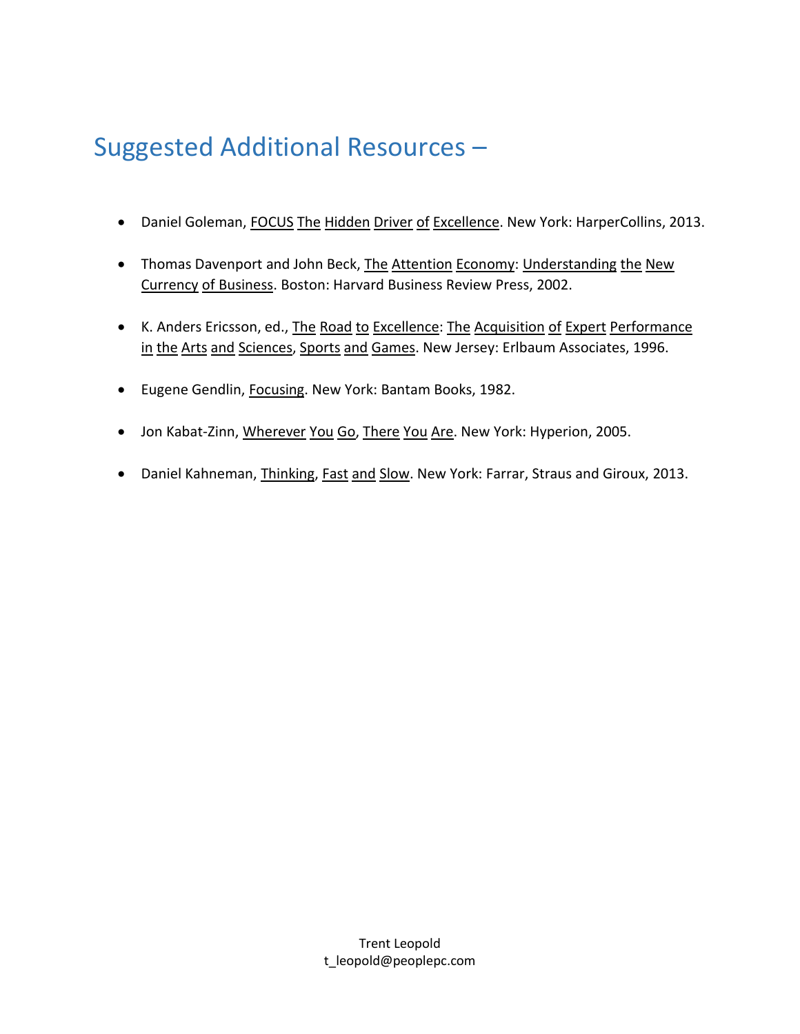# Suggested Additional Resources –

- Daniel Goleman, FOCUS The Hidden Driver of Excellence. New York: HarperCollins, 2013.
- Thomas Davenport and John Beck, The Attention Economy: Understanding the New Currency of Business. Boston: Harvard Business Review Press, 2002.
- K. Anders Ericsson, ed., The Road to Excellence: The Acquisition of Expert Performance in the Arts and Sciences, Sports and Games. New Jersey: Erlbaum Associates, 1996.
- Eugene Gendlin, Focusing. New York: Bantam Books, 1982.
- Jon Kabat-Zinn, Wherever You Go, There You Are. New York: Hyperion, 2005.
- Daniel Kahneman, Thinking, Fast and Slow. New York: Farrar, Straus and Giroux, 2013.

Trent Leopold
t_leopold@peoplepc.com